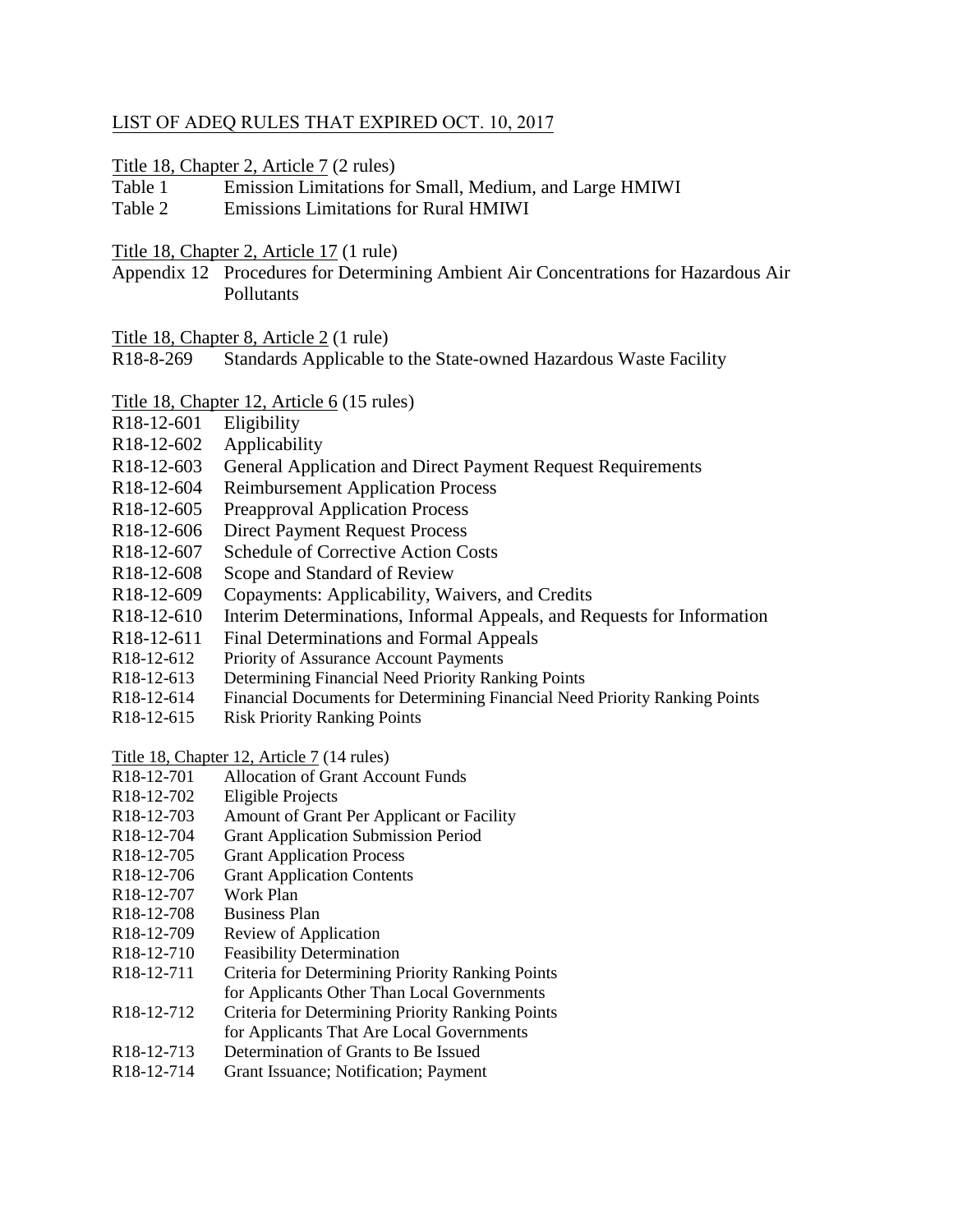# LIST OF ADEQ RULES THAT EXPIRED OCT. 10, 2017

Title 18, Chapter 2, Article 7 (2 rules)

| | |
|---|---|
| Table 1 | Emission Limitations for Small, Medium, and Large HMIWI |
| Table 2 | Emissions Limitations for Rural HMIWI |

Title 18, Chapter 2, Article 17 (1 rule)

| | |
|---|---|
| Appendix 12 | Procedures for Determining Ambient Air Concentrations for Hazardous Air Pollutants |

Title 18, Chapter 8, Article 2 (1 rule)

| | |
|---|---|
| R18-8-269 | Standards Applicable to the State-owned Hazardous Waste Facility |

Title 18, Chapter 12, Article 6 (15 rules)

| | |
|---|---|
| R18-12-601 | Eligibility |
| R18-12-602 | Applicability |
| R18-12-603 | General Application and Direct Payment Request Requirements |
| R18-12-604 | Reimbursement Application Process |
| R18-12-605 | Preapproval Application Process |
| R18-12-606 | Direct Payment Request Process |
| R18-12-607 | Schedule of Corrective Action Costs |
| R18-12-608 | Scope and Standard of Review |
| R18-12-609 | Copayments: Applicability, Waivers, and Credits |
| R18-12-610 | Interim Determinations, Informal Appeals, and Requests for Information |
| R18-12-611 | Final Determinations and Formal Appeals |
| R18-12-612 | Priority of Assurance Account Payments |
| R18-12-613 | Determining Financial Need Priority Ranking Points |
| R18-12-614 | Financial Documents for Determining Financial Need Priority Ranking Points |
| R18-12-615 | Risk Priority Ranking Points |

Title 18, Chapter 12, Article 7 (14 rules)

| | |
|---|---|
| R18-12-701 | Allocation of Grant Account Funds |
| R18-12-702 | Eligible Projects |
| R18-12-703 | Amount of Grant Per Applicant or Facility |
| R18-12-704 | Grant Application Submission Period |
| R18-12-705 | Grant Application Process |
| R18-12-706 | Grant Application Contents |
| R18-12-707 | Work Plan |
| R18-12-708 | Business Plan |
| R18-12-709 | Review of Application |
| R18-12-710 | Feasibility Determination |
| R18-12-711 | Criteria for Determining Priority Ranking Points for Applicants Other Than Local Governments |
| R18-12-712 | Criteria for Determining Priority Ranking Points for Applicants That Are Local Governments |
| R18-12-713 | Determination of Grants to Be Issued |
| R18-12-714 | Grant Issuance; Notification; Payment |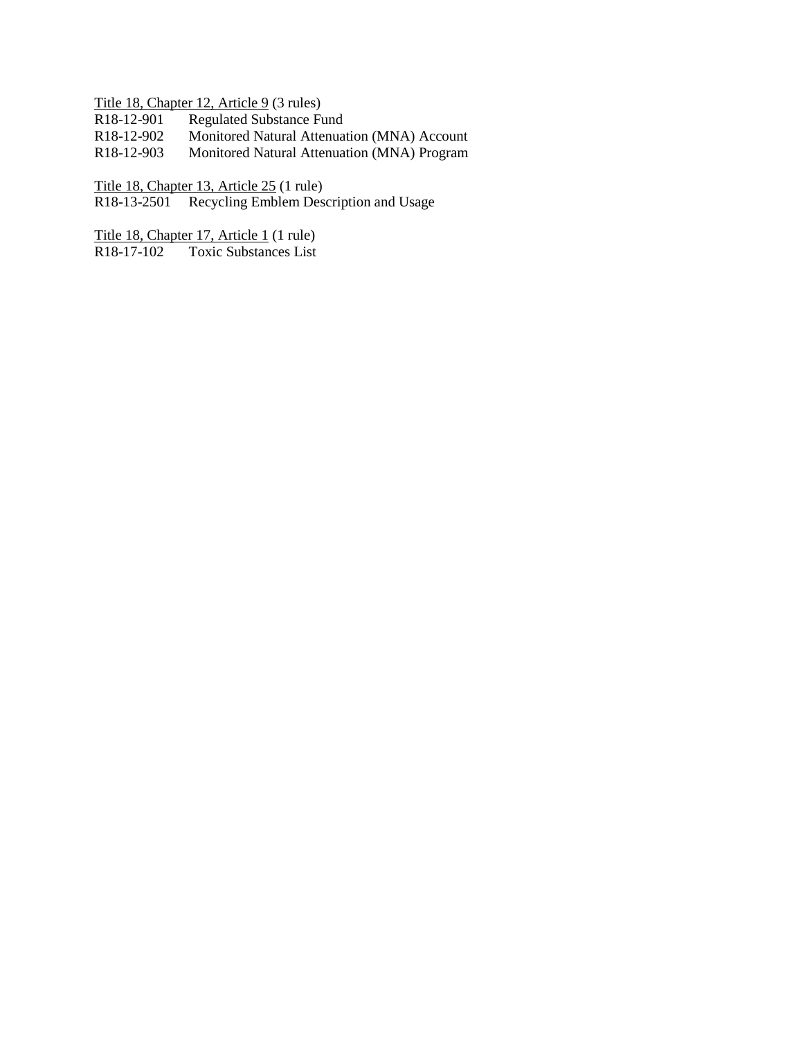<u>Title 18, Chapter 12, Article 9</u> (3 rules)
R18-12-901 Regulated Substance Fund
R18-12-902 Monitored Natural Attenuation (MNA) Account
R18-12-903 Monitored Natural Attenuation (MNA) Program

<u>Title 18, Chapter 13, Article 25</u> (1 rule)
R18-13-2501 Recycling Emblem Description and Usage

<u>Title 18, Chapter 17, Article 1</u> (1 rule)
R18-17-102 Toxic Substances List